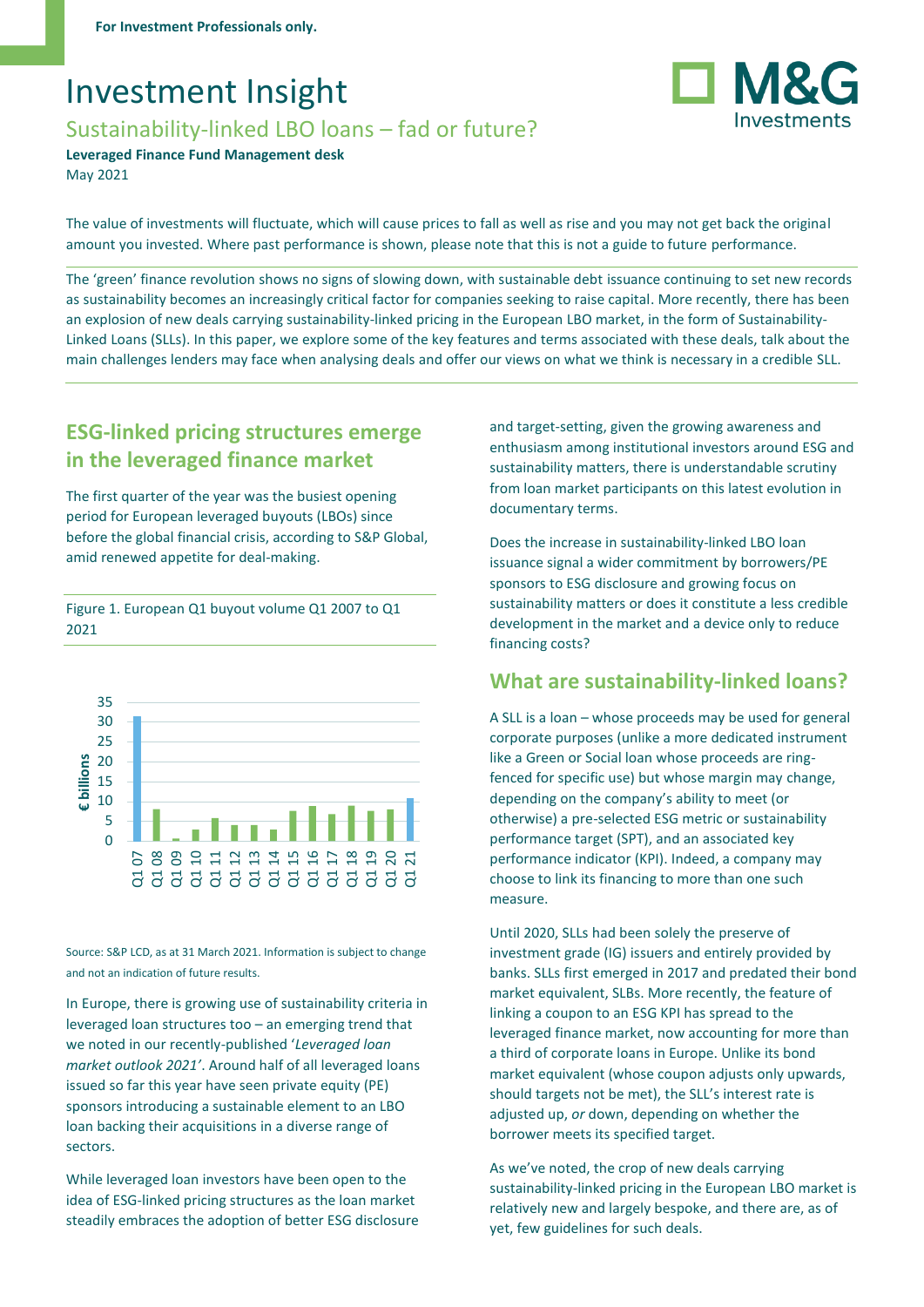For Investment Professionals only.

# Investment Insight

## Sustainability-linked LBO loans – fad or future?

**Leveraged Finance Fund Management desk**

May 2021

The value of investments will fluctuate, which will cause prices to fall as well as rise and you may not get back the original amount you invested. Where past performance is shown, please note that this is not a guide to future performance.

The 'green' finance revolution shows no signs of slowing down, with sustainable debt issuance continuing to set new records as sustainability becomes an increasingly critical factor for companies seeking to raise capital. More recently, there has been an explosion of new deals carrying sustainability-linked pricing in the European LBO market, in the form of Sustainability-Linked Loans (SLLs). In this paper, we explore some of the key features and terms associated with these deals, talk about the main challenges lenders may face when analysing deals and offer our views on what we think is necessary in a credible SLL.

### ESG-linked pricing structures emerge in the leveraged finance market

The first quarter of the year was the busiest opening period for European leveraged buyouts (LBOs) since before the global financial crisis, according to S&P Global, amid renewed appetite for deal-making.

Figure 1. European Q1 buyout volume Q1 2007 to Q1 2021

Source: S&P LCD, as at 31 March 2021. Information is subject to change and not an indication of future results.

In Europe, there is growing use of sustainability criteria in leveraged loan structures too – an emerging trend that we noted in our recently-published '*Leveraged loan market outlook 2021*'. Around half of all leveraged loans issued so far this year have seen private equity (PE) sponsors introducing a sustainable element to an LBO loan backing their acquisitions in a diverse range of sectors.

While leveraged loan investors have been open to the idea of ESG-linked pricing structures as the loan market steadily embraces the adoption of better ESG disclosure and target-setting, given the growing awareness and enthusiasm among institutional investors around ESG and sustainability matters, there is understandable scrutiny from loan market participants on this latest evolution in documentary terms.

Does the increase in sustainability-linked LBO loan issuance signal a wider commitment by borrowers/PE sponsors to ESG disclosure and growing focus on sustainability matters or does it constitute a less credible development in the market and a device only to reduce financing costs?

### What are sustainability-linked loans?

A SLL is a loan – whose proceeds may be used for general corporate purposes (unlike a more dedicated instrument like a Green or Social loan whose proceeds are ring-fenced for specific use) but whose margin may change, depending on the company's ability to meet (or otherwise) a pre-selected ESG metric or sustainability performance target (SPT), and an associated key performance indicator (KPI). Indeed, a company may choose to link its financing to more than one such measure.

Until 2020, SLLs had been solely the preserve of investment grade (IG) issuers and entirely provided by banks. SLLs first emerged in 2017 and predated their bond market equivalent, SLBs. More recently, the feature of linking a coupon to an ESG KPI has spread to the leveraged finance market, now accounting for more than a third of corporate loans in Europe. Unlike its bond market equivalent (whose coupon adjusts only upwards, should targets not be met), the SLL's interest rate is adjusted up, *or* down, depending on whether the borrower meets its specified target.

As we've noted, the crop of new deals carrying sustainability-linked pricing in the European LBO market is relatively new and largely bespoke, and there are, as of yet, few guidelines for such deals.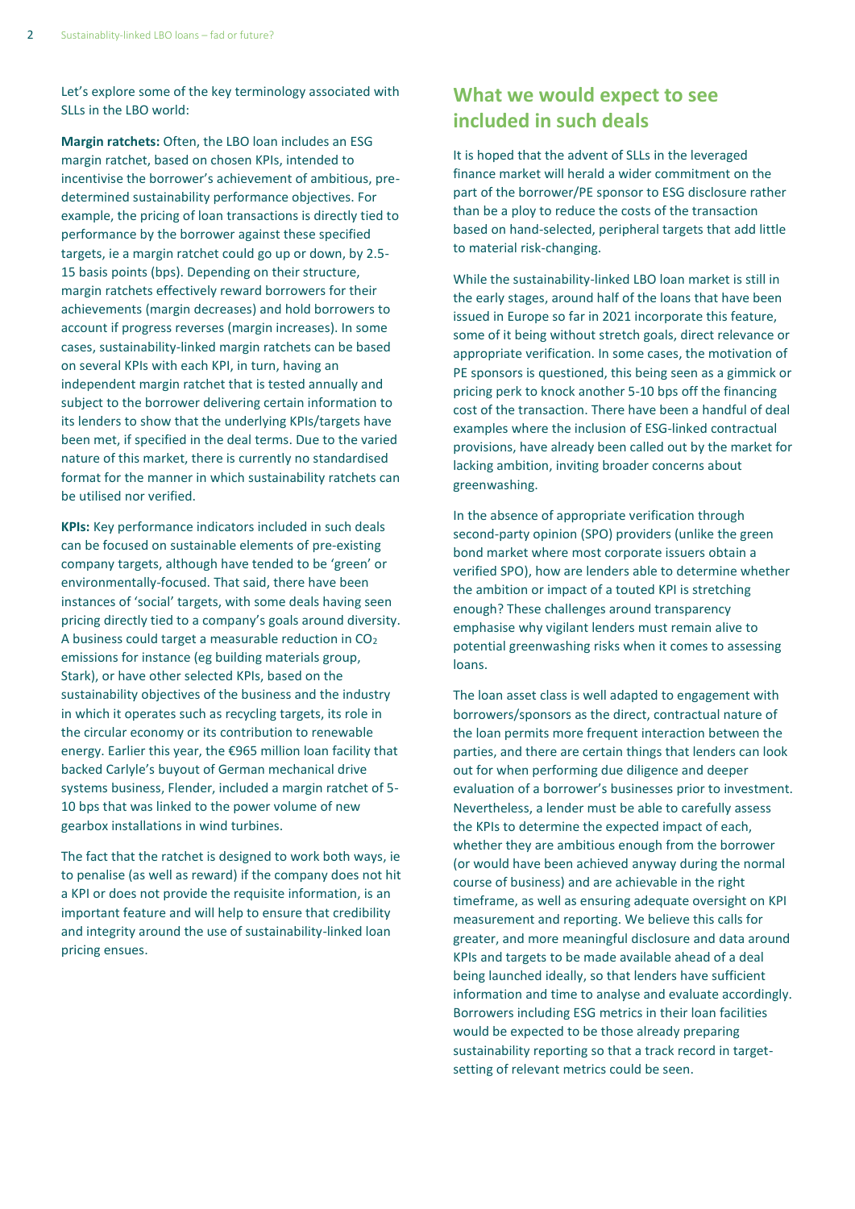Let's explore some of the key terminology associated with SLLs in the LBO world:

**Margin ratchets:** Often, the LBO loan includes an ESG margin ratchet, based on chosen KPIs, intended to incentivise the borrower's achievement of ambitious, pre-determined sustainability performance objectives. For example, the pricing of loan transactions is directly tied to performance by the borrower against these specified targets, ie a margin ratchet could go up or down, by 2.5-15 basis points (bps). Depending on their structure, margin ratchets effectively reward borrowers for their achievements (margin decreases) and hold borrowers to account if progress reverses (margin increases). In some cases, sustainability-linked margin ratchets can be based on several KPIs with each KPI, in turn, having an independent margin ratchet that is tested annually and subject to the borrower delivering certain information to its lenders to show that the underlying KPIs/targets have been met, if specified in the deal terms. Due to the varied nature of this market, there is currently no standardised format for the manner in which sustainability ratchets can be utilised nor verified.

**KPIs:** Key performance indicators included in such deals can be focused on sustainable elements of pre-existing company targets, although have tended to be 'green' or environmentally-focused. That said, there have been instances of 'social' targets, with some deals having seen pricing directly tied to a company's goals around diversity. A business could target a measurable reduction in $CO_2$ emissions for instance (eg building materials group, Stark), or have other selected KPIs, based on the sustainability objectives of the business and the industry in which it operates such as recycling targets, its role in the circular economy or its contribution to renewable energy. Earlier this year, the €965 million loan facility that backed Carlyle's buyout of German mechanical drive systems business, Flender, included a margin ratchet of 5-10 bps that was linked to the power volume of new gearbox installations in wind turbines.

The fact that the ratchet is designed to work both ways, ie to penalise (as well as reward) if the company does not hit a KPI or does not provide the requisite information, is an important feature and will help to ensure that credibility and integrity around the use of sustainability-linked loan pricing ensues.

## What we would expect to see included in such deals

It is hoped that the advent of SLLs in the leveraged finance market will herald a wider commitment on the part of the borrower/PE sponsor to ESG disclosure rather than be a ploy to reduce the costs of the transaction based on hand-selected, peripheral targets that add little to material risk-changing.

While the sustainability-linked LBO loan market is still in the early stages, around half of the loans that have been issued in Europe so far in 2021 incorporate this feature, some of it being without stretch goals, direct relevance or appropriate verification. In some cases, the motivation of PE sponsors is questioned, this being seen as a gimmick or pricing perk to knock another 5-10 bps off the financing cost of the transaction. There have been a handful of deal examples where the inclusion of ESG-linked contractual provisions, have already been called out by the market for lacking ambition, inviting broader concerns about greenwashing.

In the absence of appropriate verification through second-party opinion (SPO) providers (unlike the green bond market where most corporate issuers obtain a verified SPO), how are lenders able to determine whether the ambition or impact of a touted KPI is stretching enough? These challenges around transparency emphasise why vigilant lenders must remain alive to potential greenwashing risks when it comes to assessing loans.

The loan asset class is well adapted to engagement with borrowers/sponsors as the direct, contractual nature of the loan permits more frequent interaction between the parties, and there are certain things that lenders can look out for when performing due diligence and deeper evaluation of a borrower's businesses prior to investment. Nevertheless, a lender must be able to carefully assess the KPIs to determine the expected impact of each, whether they are ambitious enough from the borrower (or would have been achieved anyway during the normal course of business) and are achievable in the right timeframe, as well as ensuring adequate oversight on KPI measurement and reporting. We believe this calls for greater, and more meaningful disclosure and data around KPIs and targets to be made available ahead of a deal being launched ideally, so that lenders have sufficient information and time to analyse and evaluate accordingly. Borrowers including ESG metrics in their loan facilities would be expected to be those already preparing sustainability reporting so that a track record in target-setting of relevant metrics could be seen.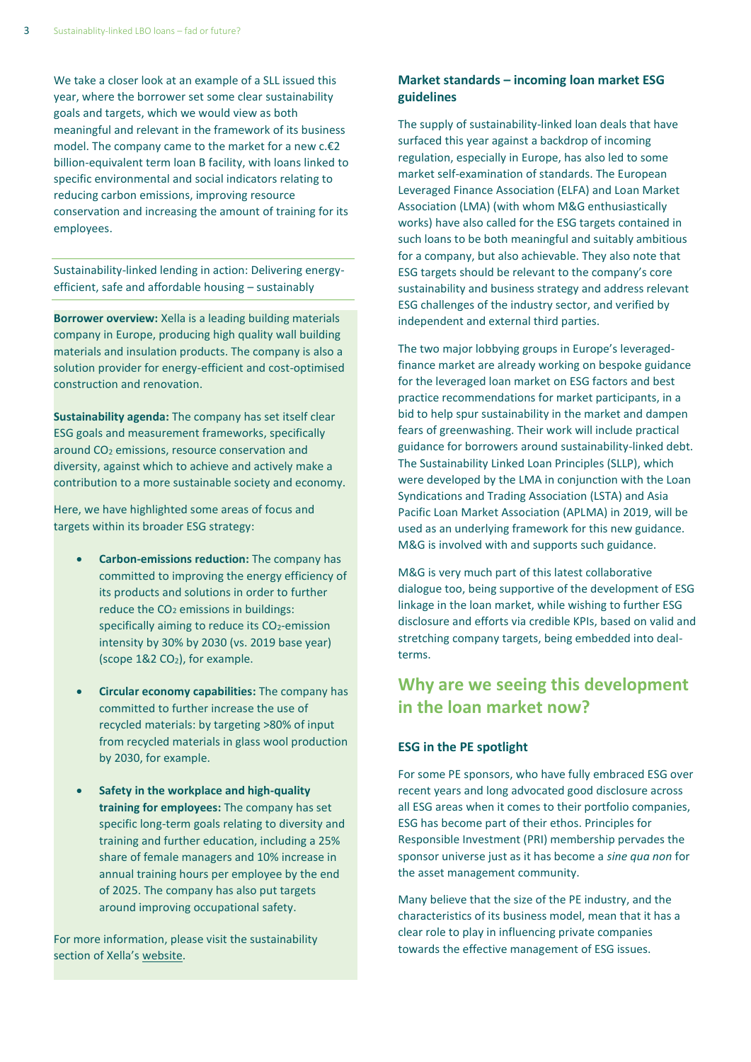We take a closer look at an example of a SLL issued this year, where the borrower set some clear sustainability goals and targets, which we would view as both meaningful and relevant in the framework of its business model. The company came to the market for a new c.€2 billion-equivalent term loan B facility, with loans linked to specific environmental and social indicators relating to reducing carbon emissions, improving resource conservation and increasing the amount of training for its employees.

Sustainability-linked lending in action: Delivering energy-efficient, safe and affordable housing – sustainably

**Borrower overview:** Xella is a leading building materials company in Europe, producing high quality wall building materials and insulation products. The company is also a solution provider for energy-efficient and cost-optimised construction and renovation.

**Sustainability agenda:** The company has set itself clear ESG goals and measurement frameworks, specifically around $CO_2$ emissions, resource conservation and diversity, against which to achieve and actively make a contribution to a more sustainable society and economy.

Here, we have highlighted some areas of focus and targets within its broader ESG strategy:

- **Carbon-emissions reduction:** The company has committed to improving the energy efficiency of its products and solutions in order to further reduce the $CO_2$ emissions in buildings: specifically aiming to reduce its $CO_2$-emission intensity by 30% by 2030 (vs. 2019 base year) (scope 1&2 $CO_2$), for example.
- **Circular economy capabilities:** The company has committed to further increase the use of recycled materials: by targeting >80% of input from recycled materials in glass wool production by 2030, for example.
- **Safety in the workplace and high-quality training for employees:** The company has set specific long-term goals relating to diversity and training and further education, including a 25% share of female managers and 10% increase in annual training hours per employee by the end of 2025. The company has also put targets around improving occupational safety.

For more information, please visit the sustainability section of Xella's website.

### Market standards – incoming loan market ESG guidelines

The supply of sustainability-linked loan deals that have surfaced this year against a backdrop of incoming regulation, especially in Europe, has also led to some market self-examination of standards. The European Leveraged Finance Association (ELFA) and Loan Market Association (LMA) (with whom M&G enthusiastically works) have also called for the ESG targets contained in such loans to be both meaningful and suitably ambitious for a company, but also achievable. They also note that ESG targets should be relevant to the company's core sustainability and business strategy and address relevant ESG challenges of the industry sector, and verified by independent and external third parties.

The two major lobbying groups in Europe's leveraged-finance market are already working on bespoke guidance for the leveraged loan market on ESG factors and best practice recommendations for market participants, in a bid to help spur sustainability in the market and dampen fears of greenwashing. Their work will include practical guidance for borrowers around sustainability-linked debt. The Sustainability Linked Loan Principles (SLLP), which were developed by the LMA in conjunction with the Loan Syndications and Trading Association (LSTA) and Asia Pacific Loan Market Association (APLMA) in 2019, will be used as an underlying framework for this new guidance. M&G is involved with and supports such guidance.

M&G is very much part of this latest collaborative dialogue too, being supportive of the development of ESG linkage in the loan market, while wishing to further ESG disclosure and efforts via credible KPIs, based on valid and stretching company targets, being embedded into deal-terms.

## Why are we seeing this development in the loan market now?

### ESG in the PE spotlight

For some PE sponsors, who have fully embraced ESG over recent years and long advocated good disclosure across all ESG areas when it comes to their portfolio companies, ESG has become part of their ethos. Principles for Responsible Investment (PRI) membership pervades the sponsor universe just as it has become a *sine qua non* for the asset management community.

Many believe that the size of the PE industry, and the characteristics of its business model, mean that it has a clear role to play in influencing private companies towards the effective management of ESG issues.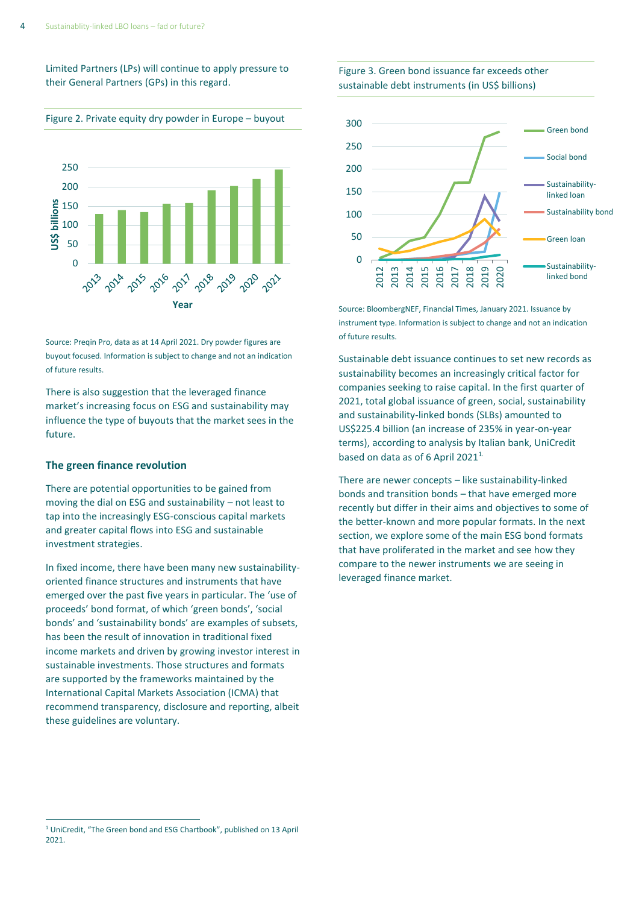Limited Partners (LPs) will continue to apply pressure to their General Partners (GPs) in this regard.

Figure 2. Private equity dry powder in Europe – buyout

Source: Preqin Pro, data as at 14 April 2021. Dry powder figures are buyout focused. Information is subject to change and not an indication of future results.

There is also suggestion that the leveraged finance market's increasing focus on ESG and sustainability may influence the type of buyouts that the market sees in the future.

## The green finance revolution

There are potential opportunities to be gained from moving the dial on ESG and sustainability – not least to tap into the increasingly ESG-conscious capital markets and greater capital flows into ESG and sustainable investment strategies.

In fixed income, there have been many new sustainability-oriented finance structures and instruments that have emerged over the past five years in particular. The 'use of proceeds' bond format, of which 'green bonds', 'social bonds' and 'sustainability bonds' are examples of subsets, has been the result of innovation in traditional fixed income markets and driven by growing investor interest in sustainable investments. Those structures and formats are supported by the frameworks maintained by the International Capital Markets Association (ICMA) that recommend transparency, disclosure and reporting, albeit these guidelines are voluntary.

Figure 3. Green bond issuance far exceeds other sustainable debt instruments (in US$ billions)

Source: BloombergNEF, Financial Times, January 2021. Issuance by instrument type. Information is subject to change and not an indication of future results.

Sustainable debt issuance continues to set new records as sustainability becomes an increasingly critical factor for companies seeking to raise capital. In the first quarter of 2021, total global issuance of green, social, sustainability and sustainability-linked bonds (SLBs) amounted to US$225.4 billion (an increase of 235% in year-on-year terms), according to analysis by Italian bank, UniCredit based on data as of 6 April 2021[1].

There are newer concepts – like sustainability-linked bonds and transition bonds – that have emerged more recently but differ in their aims and objectives to some of the better-known and more popular formats. In the next section, we explore some of the main ESG bond formats that have proliferated in the market and see how they compare to the newer instruments we are seeing in leveraged finance market.

[1] UniCredit, "The Green bond and ESG Chartbook", published on 13 April 2021.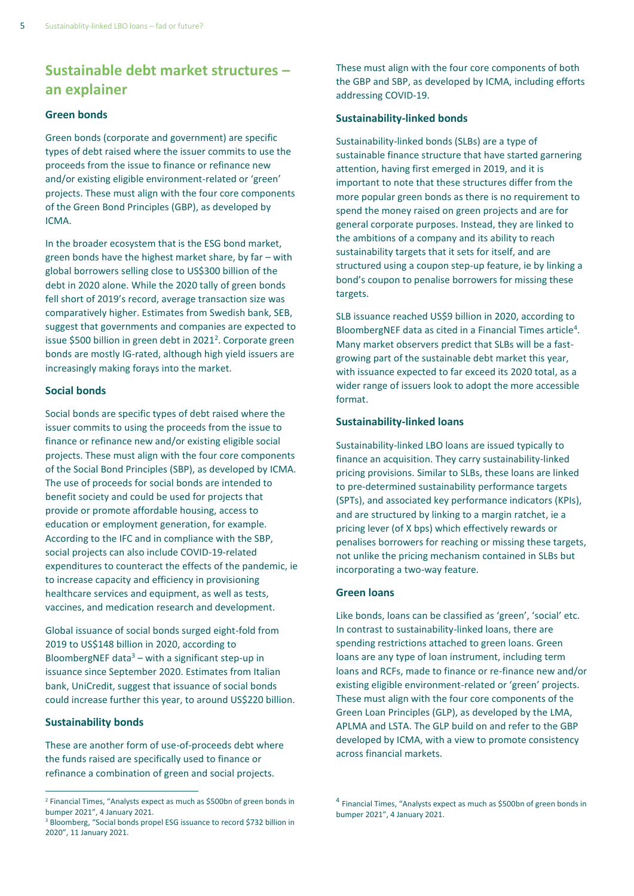## Sustainable debt market structures – an explainer

### Green bonds

Green bonds (corporate and government) are specific types of debt raised where the issuer commits to use the proceeds from the issue to finance or refinance new and/or existing eligible environment-related or 'green' projects. These must align with the four core components of the Green Bond Principles (GBP), as developed by ICMA.

In the broader ecosystem that is the ESG bond market, green bonds have the highest market share, by far – with global borrowers selling close to US$300 billion of the debt in 2020 alone. While the 2020 tally of green bonds fell short of 2019's record, average transaction size was comparatively higher. Estimates from Swedish bank, SEB, suggest that governments and companies are expected to issue $500 billion in green debt in 2021[2]. Corporate green bonds are mostly IG-rated, although high yield issuers are increasingly making forays into the market.

### Social bonds

Social bonds are specific types of debt raised where the issuer commits to using the proceeds from the issue to finance or refinance new and/or existing eligible social projects. These must align with the four core components of the Social Bond Principles (SBP), as developed by ICMA. The use of proceeds for social bonds are intended to benefit society and could be used for projects that provide or promote affordable housing, access to education or employment generation, for example. According to the IFC and in compliance with the SBP, social projects can also include COVID-19-related expenditures to counteract the effects of the pandemic, ie to increase capacity and efficiency in provisioning healthcare services and equipment, as well as tests, vaccines, and medication research and development.

Global issuance of social bonds surged eight-fold from 2019 to US$148 billion in 2020, according to BloombergNEF data[3] – with a significant step-up in issuance since September 2020. Estimates from Italian bank, UniCredit, suggest that issuance of social bonds could increase further this year, to around US$220 billion.

### Sustainability bonds

These are another form of use-of-proceeds debt where the funds raised are specifically used to finance or refinance a combination of green and social projects. These must align with the four core components of both the GBP and SBP, as developed by ICMA, including efforts addressing COVID-19.

### Sustainability-linked bonds

Sustainability-linked bonds (SLBs) are a type of sustainable finance structure that have started garnering attention, having first emerged in 2019, and it is important to note that these structures differ from the more popular green bonds as there is no requirement to spend the money raised on green projects and are for general corporate purposes. Instead, they are linked to the ambitions of a company and its ability to reach sustainability targets that it sets for itself, and are structured using a coupon step-up feature, ie by linking a bond's coupon to penalise borrowers for missing these targets.

SLB issuance reached US$9 billion in 2020, according to BloombergNEF data as cited in a Financial Times article[4]. Many market observers predict that SLBs will be a fast-growing part of the sustainable debt market this year, with issuance expected to far exceed its 2020 total, as a wider range of issuers look to adopt the more accessible format.

### Sustainability-linked loans

Sustainability-linked LBO loans are issued typically to finance an acquisition. They carry sustainability-linked pricing provisions. Similar to SLBs, these loans are linked to pre-determined sustainability performance targets (SPTs), and associated key performance indicators (KPIs), and are structured by linking to a margin ratchet, ie a pricing lever (of X bps) which effectively rewards or penalises borrowers for reaching or missing these targets, not unlike the pricing mechanism contained in SLBs but incorporating a two-way feature.

### Green loans

Like bonds, loans can be classified as 'green', 'social' etc. In contrast to sustainability-linked loans, there are spending restrictions attached to green loans. Green loans are any type of loan instrument, including term loans and RCFs, made to finance or re-finance new and/or existing eligible environment-related or 'green' projects. These must align with the four core components of the Green Loan Principles (GLP), as developed by the LMA, APLMA and LSTA. The GLP build on and refer to the GBP developed by ICMA, with a view to promote consistency across financial markets.

---

[2] Financial Times, "Analysts expect as much as $500bn of green bonds in bumper 2021", 4 January 2021.

[3] Bloomberg, "Social bonds propel ESG issuance to record $732 billion in 2020", 11 January 2021.

[4] Financial Times, "Analysts expect as much as $500bn of green bonds in bumper 2021", 4 January 2021.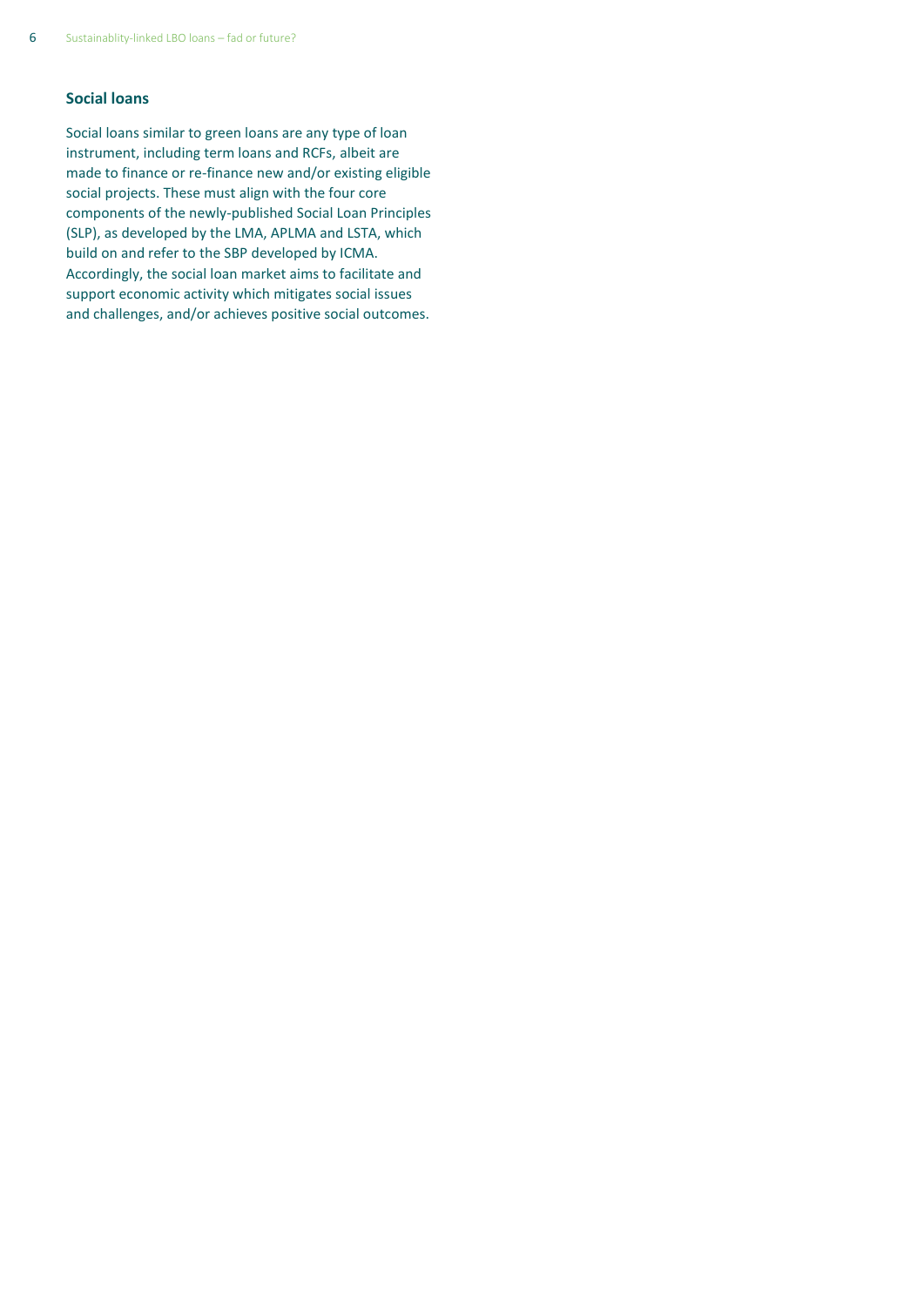### Social loans

Social loans similar to green loans are any type of loan instrument, including term loans and RCFs, albeit are made to finance or re-finance new and/or existing eligible social projects. These must align with the four core components of the newly-published Social Loan Principles (SLP), as developed by the LMA, APLMA and LSTA, which build on and refer to the SBP developed by ICMA. Accordingly, the social loan market aims to facilitate and support economic activity which mitigates social issues and challenges, and/or achieves positive social outcomes.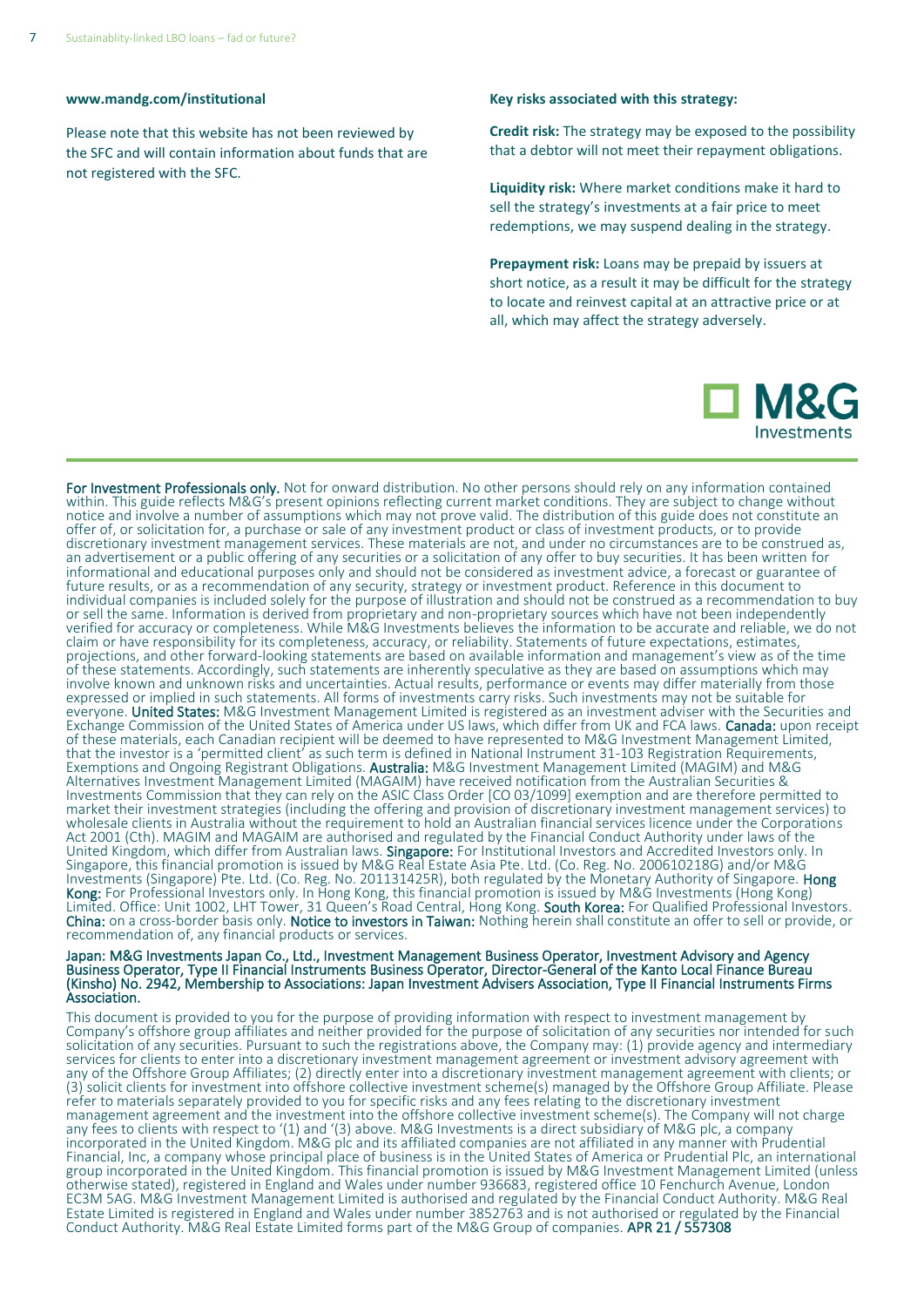**www.mandg.com/institutional**

Please note that this website has not been reviewed by the SFC and will contain information about funds that are not registered with the SFC.

**Key risks associated with this strategy:**

**Credit risk:** The strategy may be exposed to the possibility that a debtor will not meet their repayment obligations.

**Liquidity risk:** Where market conditions make it hard to sell the strategy's investments at a fair price to meet redemptions, we may suspend dealing in the strategy.

**Prepayment risk:** Loans may be prepaid by issuers at short notice, as a result it may be difficult for the strategy to locate and reinvest capital at an attractive price or at all, which may affect the strategy adversely.

M&G Investments

**For Investment Professionals only.** Not for onward distribution. No other persons should rely on any information contained within. This guide reflects M&G's present opinions reflecting current market conditions. They are subject to change without notice and involve a number of assumptions which may not prove valid. The distribution of this guide does not constitute an offer of, or solicitation for, a purchase or sale of any investment product or class of investment products, or to provide discretionary investment management services. These materials are not, and under no circumstances are to be construed as, an advertisement or a public offering of any securities or a solicitation of any offer to buy securities. It has been written for informational and educational purposes only and should not be considered as investment advice, a forecast or guarantee of future results, or as a recommendation of any security, strategy or investment product. Reference in this document to individual companies is included solely for the purpose of illustration and should not be construed as a recommendation to buy or sell the same. Information is derived from proprietary and non-proprietary sources which have not been independently verified for accuracy or completeness. While M&G Investments believes the information to be accurate and reliable, we do not claim or have responsibility for its completeness, accuracy, or reliability. Statements of future expectations, estimates, projections, and other forward-looking statements are based on available information and management's view as of the time of these statements. Accordingly, such statements are inherently speculative as they are based on assumptions which may involve known and unknown risks and uncertainties. Actual results, performance or events may differ materially from those expressed or implied in such statements. All forms of investments carry risks. Such investments may not be suitable for everyone. **United States:** M&G Investment Management Limited is registered as an investment adviser with the Securities and Exchange Commission of the United States of America under US laws, which differ from UK and FCA laws. **Canada:** upon receipt of these materials, each Canadian recipient will be deemed to have represented to M&G Investment Management Limited, that the investor is a 'permitted client' as such term is defined in National Instrument 31-103 Registration Requirements, Exemptions and Ongoing Registrant Obligations. **Australia:** M&G Investment Management Limited (MAGIM) and M&G Alternatives Investment Management Limited (MAGAIM) have received notification from the Australian Securities & Investments Commission that they can rely on the ASIC Class Order [CO 03/1099] exemption and are therefore permitted to market their investment strategies (including the offering and provision of discretionary investment management services) to wholesale clients in Australia without the requirement to hold an Australian financial services licence under the Corporations Act 2001 (Cth). MAGIM and MAGAIM are authorised and regulated by the Financial Conduct Authority under laws of the United Kingdom, which differ from Australian laws. **Singapore:** For Institutional Investors and Accredited Investors only. In Singapore, this financial promotion is issued by M&G Real Estate Asia Pte. Ltd. (Co. Reg. No. 200610218G) and/or M&G Investments (Singapore) Pte. Ltd. (Co. Reg. No. 201131425R), both regulated by the Monetary Authority of Singapore. **Hong Kong:** For Professional Investors only. In Hong Kong, this financial promotion is issued by M&G Investments (Hong Kong) Limited. Office: Unit 1002, LHT Tower, 31 Queen's Road Central, Hong Kong. **South Korea:** For Qualified Professional Investors. **China:** on a cross-border basis only. **Notice to investors in Taiwan:** Nothing herein shall constitute an offer to sell or provide, or recommendation of, any financial products or services.

**Japan: M&G Investments Japan Co., Ltd., Investment Management Business Operator, Investment Advisory and Agency Business Operator, Type II Financial Instruments Business Operator, Director-General of the Kanto Local Finance Bureau (Kinsho) No. 2942, Membership to Associations: Japan Investment Advisers Association, Type II Financial Instruments Firms Association.**

This document is provided to you for the purpose of providing information with respect to investment management by Company's offshore group affiliates and neither provided for the purpose of solicitation of any securities nor intended for such solicitation of any securities. Pursuant to such the registrations above, the Company may: (1) provide agency and intermediary services for clients to enter into a discretionary investment management agreement or investment advisory agreement with any of the Offshore Group Affiliates; (2) directly enter into a discretionary investment management agreement with clients; or (3) solicit clients for investment into offshore collective investment scheme(s) managed by the Offshore Group Affiliate. Please refer to materials separately provided to you for specific risks and any fees relating to the discretionary investment management agreement and the investment into the offshore collective investment scheme(s). The Company will not charge any fees to clients with respect to '(1) and '(3) above. M&G Investments is a direct subsidiary of M&G plc, a company incorporated in the United Kingdom. M&G plc and its affiliated companies are not affiliated in any manner with Prudential Financial, Inc, a company whose principal place of business is in the United States of America or Prudential Plc, an international group incorporated in the United Kingdom. This financial promotion is issued by M&G Investment Management Limited (unless otherwise stated), registered in England and Wales under number 936683, registered office 10 Fenchurch Avenue, London EC3M 5AG. M&G Investment Management Limited is authorised and regulated by the Financial Conduct Authority. M&G Real Estate Limited is registered in England and Wales under number 3852763 and is not authorised or regulated by the Financial Conduct Authority. M&G Real Estate Limited forms part of the M&G Group of companies. **APR 21 / 557308**